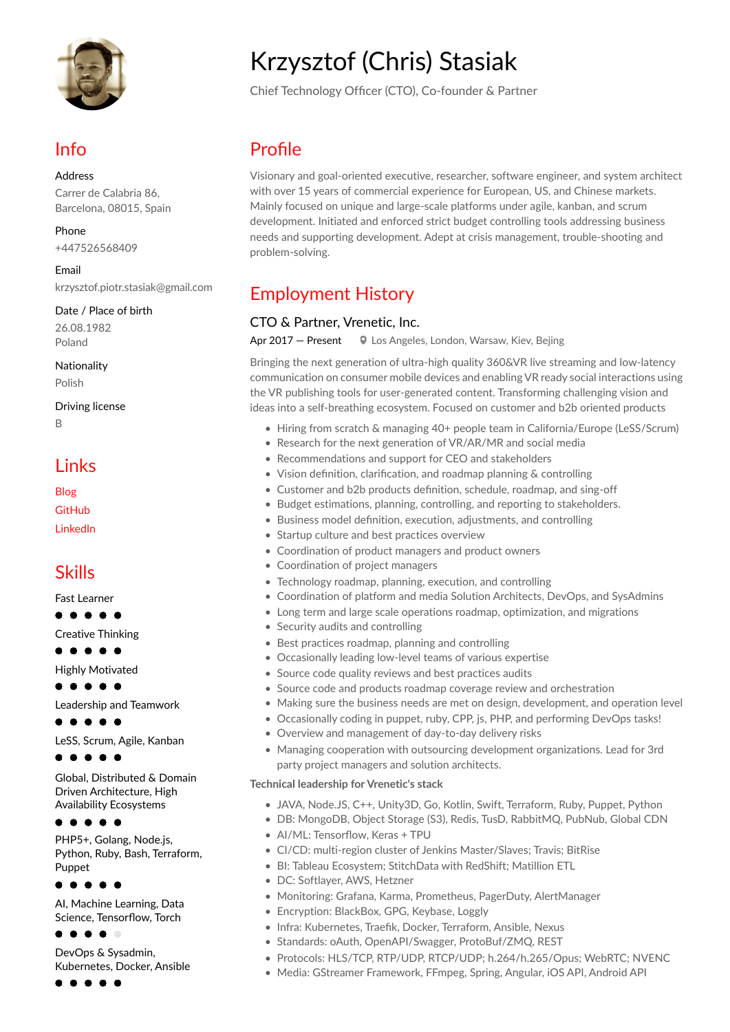# Krzysztof (Chris) Stasiak

Chief Technology Officer (CTO), Co-founder & Partner

## Info

**Address**
Carrer de Calabria 86,
Barcelona, 08015, Spain

**Phone**
+447526568409

**Email**
krzysztof.piotr.stasiak@gmail.com

**Date / Place of birth**
26.08.1982
Poland

**Nationality**
Polish

**Driving license**
B

## Links

Blog
GitHub
LinkedIn

## Skills

Fast Learner
●●●●●

Creative Thinking
●●●●●

Highly Motivated
●●●●●

Leadership and Teamwork
●●●●●

LeSS, Scrum, Agile, Kanban
●●●●●

Global, Distributed & Domain Driven Architecture, High Availability Ecosystems
●●●●●

PHP5+, Golang, Node.js, Python, Ruby, Bash, Terraform, Puppet
●●●●●

AI, Machine Learning, Data Science, Tensorflow, Torch
●●●●○

DevOps & Sysadmin, Kubernetes, Docker, Ansible
●●●●●

## Profile

Visionary and goal-oriented executive, researcher, software engineer, and system architect with over 15 years of commercial experience for European, US, and Chinese markets. Mainly focused on unique and large-scale platforms under agile, kanban, and scrum development. Initiated and enforced strict budget controlling tools addressing business needs and supporting development. Adept at crisis management, trouble-shooting and problem-solving.

## Employment History

### CTO & Partner, Vrenetic, Inc.

Apr 2017 — Present    Los Angeles, London, Warsaw, Kiev, Bejing

Bringing the next generation of ultra-high quality 360&VR live streaming and low-latency communication on consumer mobile devices and enabling VR ready social interactions using the VR publishing tools for user-generated content. Transforming challenging vision and ideas into a self-breathing ecosystem. Focused on customer and b2b oriented products

- Hiring from scratch & managing 40+ people team in California/Europe (LeSS/Scrum)
- Research for the next generation of VR/AR/MR and social media
- Recommendations and support for CEO and stakeholders
- Vision definition, clarification, and roadmap planning & controlling
- Customer and b2b products definition, schedule, roadmap, and sing-off
- Budget estimations, planning, controlling, and reporting to stakeholders.
- Business model definition, execution, adjustments, and controlling
- Startup culture and best practices overview
- Coordination of product managers and product owners
- Coordination of project managers
- Technology roadmap, planning, execution, and controlling
- Coordination of platform and media Solution Architects, DevOps, and SysAdmins
- Long term and large scale operations roadmap, optimization, and migrations
- Security audits and controlling
- Best practices roadmap, planning and controlling
- Occasionally leading low-level teams of various expertise
- Source code quality reviews and best practices audits
- Source code and products roadmap coverage review and orchestration
- Making sure the business needs are met on design, development, and operation level
- Occasionally coding in puppet, ruby, CPP, js, PHP, and performing DevOps tasks!
- Overview and management of day-to-day delivery risks
- Managing cooperation with outsourcing development organizations. Lead for 3rd party project managers and solution architects.

**Technical leadership for Vrenetic's stack**

- JAVA, Node.JS, C++, Unity3D, Go, Kotlin, Swift, Terraform, Ruby, Puppet, Python
- DB: MongoDB, Object Storage (S3), Redis, TusD, RabbitMQ, PubNub, Global CDN
- AI/ML: Tensorflow, Keras + TPU
- CI/CD: multi-region cluster of Jenkins Master/Slaves; Travis; BitRise
- BI: Tableau Ecosystem; StitchData with RedShift; Matillion ETL
- DC: Softlayer, AWS, Hetzner
- Monitoring: Grafana, Karma, Prometheus, PagerDuty, AlertManager
- Encryption: BlackBox, GPG, Keybase, Loggly
- Infra: Kubernetes, Traefik, Docker, Terraform, Ansible, Nexus
- Standards: oAuth, OpenAPI/Swagger, ProtoBuf/ZMQ, REST
- Protocols: HLS/TCP, RTP/UDP, RTCP/UDP; h.264/h.265/Opus; WebRTC; NVENC
- Media: GStreamer Framework, FFmpeg, Spring, Angular, iOS API, Android API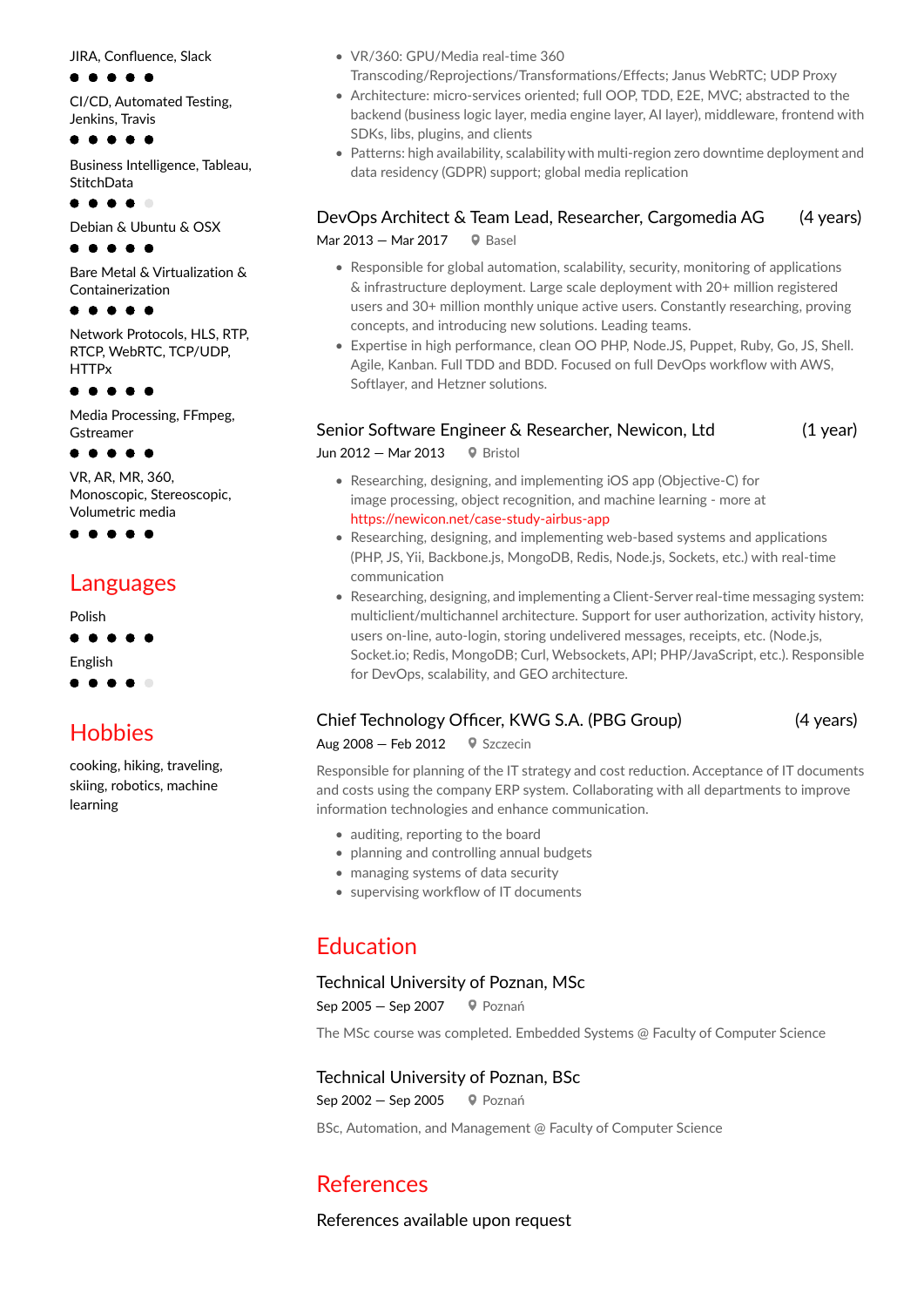JIRA, Confluence, Slack

●●●●●

CI/CD, Automated Testing, Jenkins, Travis

●●●●●

Business Intelligence, Tableau, StitchData

●●●●○

Debian & Ubuntu & OSX

●●●●●

Bare Metal & Virtualization & Containerization

●●●●●

Network Protocols, HLS, RTP, RTCP, WebRTC, TCP/UDP, HTTPx

●●●●●

Media Processing, FFmpeg, Gstreamer

●●●●●

VR, AR, MR, 360, Monoscopic, Stereoscopic, Volumetric media

●●●●●

## Languages

Polish

●●●●●

English

●●●●○

## Hobbies

cooking, hiking, traveling, skiing, robotics, machine learning

- VR/360: GPU/Media real-time 360 Transcoding/Reprojections/Transformations/Effects; Janus WebRTC; UDP Proxy
- Architecture: micro-services oriented; full OOP, TDD, E2E, MVC; abstracted to the backend (business logic layer, media engine layer, AI layer), middleware, frontend with SDKs, libs, plugins, and clients
- Patterns: high availability, scalability with multi-region zero downtime deployment and data residency (GDPR) support; global media replication

### DevOps Architect & Team Lead, Researcher, Cargomedia AG (4 years)

Mar 2013 — Mar 2017 Basel

- Responsible for global automation, scalability, security, monitoring of applications & infrastructure deployment. Large scale deployment with 20+ million registered users and 30+ million monthly unique active users. Constantly researching, proving concepts, and introducing new solutions. Leading teams.
- Expertise in high performance, clean OO PHP, Node.JS, Puppet, Ruby, Go, JS, Shell. Agile, Kanban. Full TDD and BDD. Focused on full DevOps workflow with AWS, Softlayer, and Hetzner solutions.

### Senior Software Engineer & Researcher, Newicon, Ltd (1 year)

Jun 2012 — Mar 2013 Bristol

- Researching, designing, and implementing iOS app (Objective-C) for image processing, object recognition, and machine learning - more at https://newicon.net/case-study-airbus-app
- Researching, designing, and implementing web-based systems and applications (PHP, JS, Yii, Backbone.js, MongoDB, Redis, Node.js, Sockets, etc.) with real-time communication
- Researching, designing, and implementing a Client-Server real-time messaging system: multiclient/multichannel architecture. Support for user authorization, activity history, users on-line, auto-login, storing undelivered messages, receipts, etc. (Node.js, Socket.io; Redis, MongoDB; Curl, Websockets, API; PHP/JavaScript, etc.). Responsible for DevOps, scalability, and GEO architecture.

### Chief Technology Officer, KWG S.A. (PBG Group) (4 years)

Aug 2008 — Feb 2012 Szczecin

Responsible for planning of the IT strategy and cost reduction. Acceptance of IT documents and costs using the company ERP system. Collaborating with all departments to improve information technologies and enhance communication.

- auditing, reporting to the board
- planning and controlling annual budgets
- managing systems of data security
- supervising workflow of IT documents

## Education

### Technical University of Poznan, MSc

Sep 2005 — Sep 2007 Poznań

The MSc course was completed. Embedded Systems @ Faculty of Computer Science

### Technical University of Poznan, BSc

Sep 2002 — Sep 2005 Poznań

BSc, Automation, and Management @ Faculty of Computer Science

## References

References available upon request